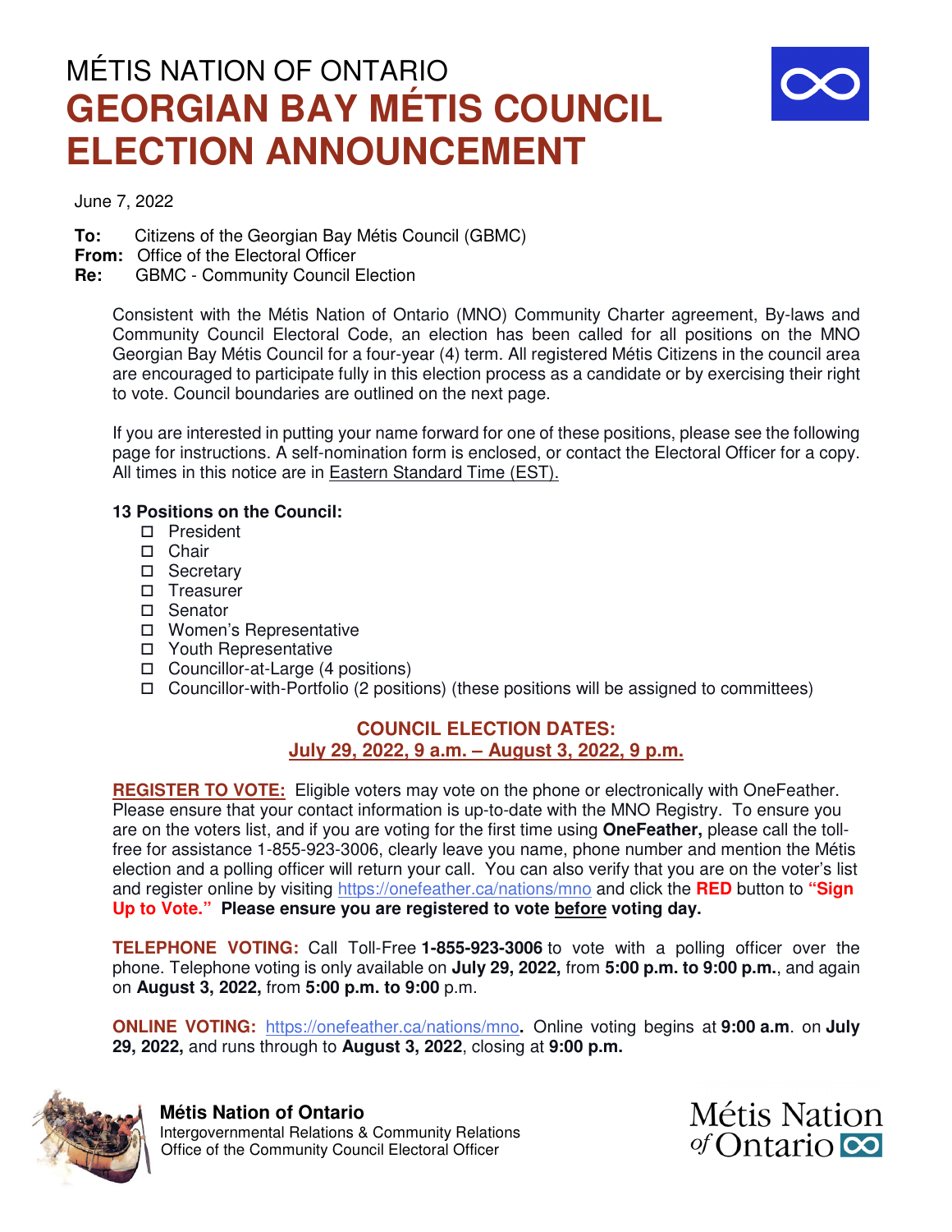# MÉTIS NATION OF ONTARIO

# GEORGIAN BAY MÉTIS COUNCIL ELECTION ANNOUNCEMENT

June 7, 2022

**To:** Citizens of the Georgian Bay Métis Council (GBMC)
**From:** Office of the Electoral Officer
**Re:** GBMC - Community Council Election

Consistent with the Métis Nation of Ontario (MNO) Community Charter agreement, By-laws and Community Council Electoral Code, an election has been called for all positions on the MNO Georgian Bay Métis Council for a four-year (4) term. All registered Métis Citizens in the council area are encouraged to participate fully in this election process as a candidate or by exercising their right to vote. Council boundaries are outlined on the next page.

If you are interested in putting your name forward for one of these positions, please see the following page for instructions. A self-nomination form is enclosed, or contact the Electoral Officer for a copy. All times in this notice are in Eastern Standard Time (EST).

**13 Positions on the Council:**

- ☐ President
- ☐ Chair
- ☐ Secretary
- ☐ Treasurer
- ☐ Senator
- ☐ Women's Representative
- ☐ Youth Representative
- ☐ Councillor-at-Large (4 positions)
- ☐ Councillor-with-Portfolio (2 positions) (these positions will be assigned to committees)

**COUNCIL ELECTION DATES:**
**July 29, 2022, 9 a.m. – August 3, 2022, 9 p.m.**

**REGISTER TO VOTE:** Eligible voters may vote on the phone or electronically with OneFeather. Please ensure that your contact information is up-to-date with the MNO Registry. To ensure you are on the voters list, and if you are voting for the first time using **OneFeather,** please call the toll-free for assistance 1-855-923-3006, clearly leave you name, phone number and mention the Métis election and a polling officer will return your call. You can also verify that you are on the voter's list and register online by visiting https://onefeather.ca/nations/mno and click the **RED** button to **"Sign Up to Vote." Please ensure you are registered to vote before voting day.**

**TELEPHONE VOTING:** Call Toll-Free **1-855-923-3006** to vote with a polling officer over the phone. Telephone voting is only available on **July 29, 2022,** from **5:00 p.m. to 9:00 p.m.**, and again on **August 3, 2022,** from **5:00 p.m. to 9:00** p.m.

**ONLINE VOTING:** https://onefeather.ca/nations/mno**.** Online voting begins at **9:00 a.m**. on **July 29, 2022,** and runs through to **August 3, 2022**, closing at **9:00 p.m.**

**Métis Nation of Ontario**
Intergovernmental Relations & Community Relations
Office of the Community Council Electoral Officer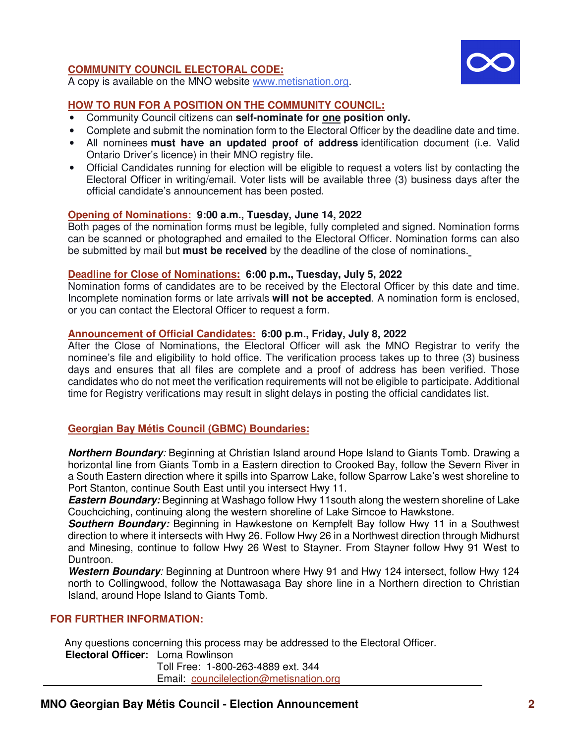**COMMUNITY COUNCIL ELECTORAL CODE:**
A copy is available on the MNO website www.metisnation.org.

**HOW TO RUN FOR A POSITION ON THE COMMUNITY COUNCIL:**

- Community Council citizens can **self-nominate for one position only.**
- Complete and submit the nomination form to the Electoral Officer by the deadline date and time.
- All nominees **must have an updated proof of address** identification document (i.e. Valid Ontario Driver's licence) in their MNO registry file**.**
- Official Candidates running for election will be eligible to request a voters list by contacting the Electoral Officer in writing/email. Voter lists will be available three (3) business days after the official candidate's announcement has been posted.

**Opening of Nominations: 9:00 a.m., Tuesday, June 14, 2022**
Both pages of the nomination forms must be legible, fully completed and signed. Nomination forms can be scanned or photographed and emailed to the Electoral Officer. Nomination forms can also be submitted by mail but **must be received** by the deadline of the close of nominations.

**Deadline for Close of Nominations: 6:00 p.m., Tuesday, July 5, 2022**
Nomination forms of candidates are to be received by the Electoral Officer by this date and time. Incomplete nomination forms or late arrivals **will not be accepted**. A nomination form is enclosed, or you can contact the Electoral Officer to request a form.

**Announcement of Official Candidates: 6:00 p.m., Friday, July 8, 2022**
After the Close of Nominations, the Electoral Officer will ask the MNO Registrar to verify the nominee's file and eligibility to hold office. The verification process takes up to three (3) business days and ensures that all files are complete and a proof of address has been verified. Those candidates who do not meet the verification requirements will not be eligible to participate. Additional time for Registry verifications may result in slight delays in posting the official candidates list.

**Georgian Bay Métis Council (GBMC) Boundaries:**

***Northern Boundary**:* Beginning at Christian Island around Hope Island to Giants Tomb. Drawing a horizontal line from Giants Tomb in a Eastern direction to Crooked Bay, follow the Severn River in a South Eastern direction where it spills into Sparrow Lake, follow Sparrow Lake's west shoreline to Port Stanton, continue South East until you intersect Hwy 11.
***Eastern Boundary:*** Beginning at Washago follow Hwy 11south along the western shoreline of Lake Couchciching, continuing along the western shoreline of Lake Simcoe to Hawkstone.
***Southern Boundary:*** Beginning in Hawkestone on Kempfelt Bay follow Hwy 11 in a Southwest direction to where it intersects with Hwy 26. Follow Hwy 26 in a Northwest direction through Midhurst and Minesing, continue to follow Hwy 26 West to Stayner. From Stayner follow Hwy 91 West to Duntroon.
***Western Boundary**:* Beginning at Duntroon where Hwy 91 and Hwy 124 intersect, follow Hwy 124 north to Collingwood, follow the Nottawasaga Bay shore line in a Northern direction to Christian Island, around Hope Island to Giants Tomb.

**FOR FURTHER INFORMATION:**

Any questions concerning this process may be addressed to the Electoral Officer.
**Electoral Officer:** Loma Rowlinson
Toll Free: 1-800-263-4889 ext. 344
Email: councilelection@metisnation.org